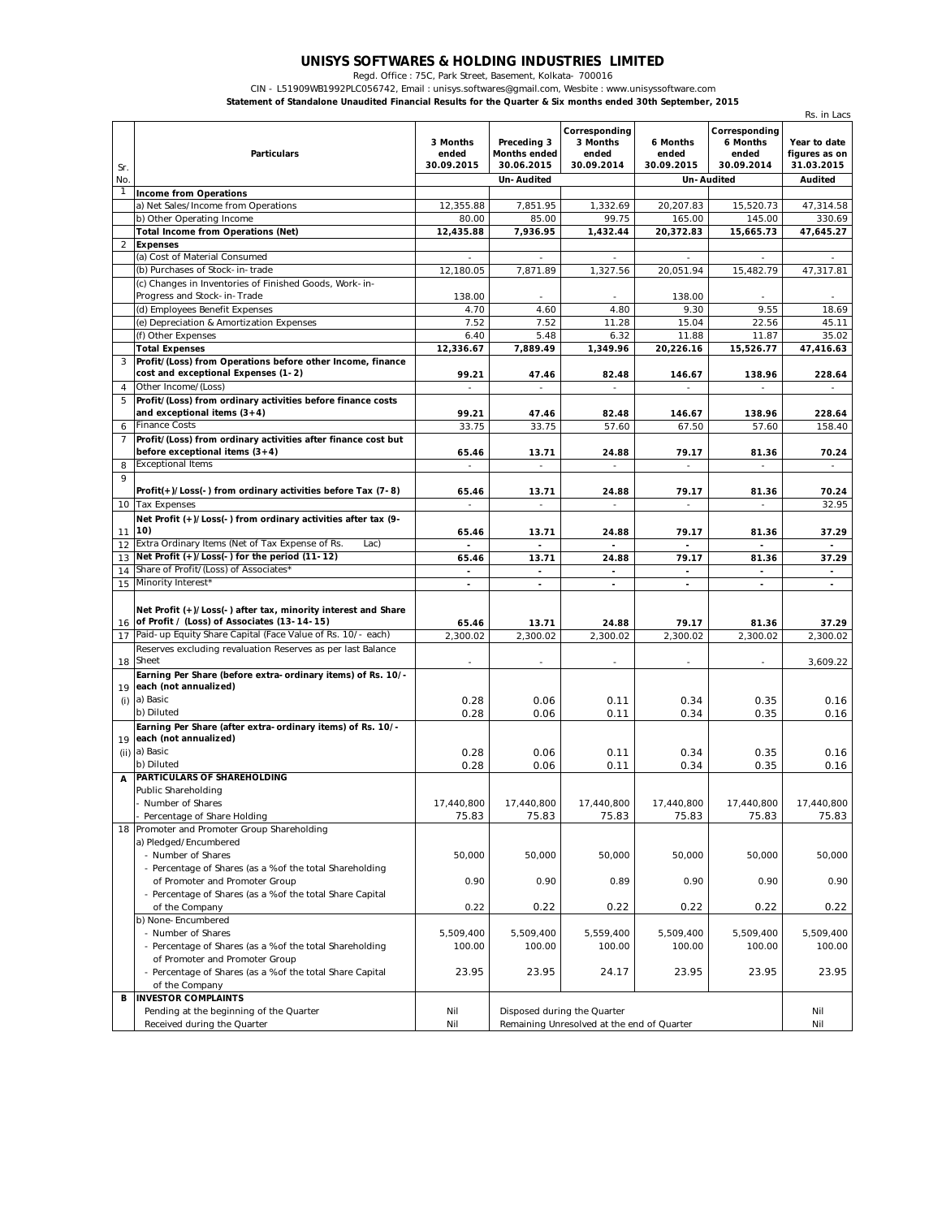# UNISYS SOFTWARES & HOLDING INDUSTRIES LIMITED

Regd. Office : 75C, Park Street, Basement, Kolkata- 700016

CIN - L51909WB1992PLC056742, Email : unisys.softwares@gmail.com, Wesbite : www.unisyssoftware.com

**Statement of Standalone Unaudited Financial Results for the Quarter & Six months ended 30th September, 2015**

Rs. in Lacs

| Sr. No. | Particulars | 3 Months ended 30.09.2015 | Preceding 3 Months ended 30.06.2015 | Corresponding 3 Months ended 30.09.2014 | 6 Months ended 30.09.2015 | Corresponding 6 Months ended 30.09.2014 | Year to date figures as on 31.03.2015 |
|---|---|---|---|---|---|---|---|
| | | Un-Audited | | | Un-Audited | | Audited |
| 1 | **Income from Operations** | | | | | | |
| | a) Net Sales/Income from Operations | 12,355.88 | 7,851.95 | 1,332.69 | 20,207.83 | 15,520.73 | 47,314.58 |
| | b) Other Operating Income | 80.00 | 85.00 | 99.75 | 165.00 | 145.00 | 330.69 |
| | **Total Income from Operations (Net)** | **12,435.88** | **7,936.95** | **1,432.44** | **20,372.83** | **15,665.73** | **47,645.27** |
| 2 | **Expenses** | | | | | | |
| | (a) Cost of Material Consumed | - | - | - | - | - | - |
| | (b) Purchases of Stock-in-trade | 12,180.05 | 7,871.89 | 1,327.56 | 20,051.94 | 15,482.79 | 47,317.81 |
| | (c) Changes in Inventories of Finished Goods, Work-in-Progress and Stock-in-Trade | 138.00 | - | - | 138.00 | - | - |
| | (d) Employees Benefit Expenses | 4.70 | 4.60 | 4.80 | 9.30 | 9.55 | 18.69 |
| | (e) Depreciation & Amortization Expenses | 7.52 | 7.52 | 11.28 | 15.04 | 22.56 | 45.11 |
| | (f) Other Expenses | 6.40 | 5.48 | 6.32 | 11.88 | 11.87 | 35.02 |
| | **Total Expenses** | **12,336.67** | **7,889.49** | **1,349.96** | **20,226.16** | **15,526.77** | **47,416.63** |
| 3 | **Profit/(Loss) from Operations before other Income, finance cost and exceptional Expenses (1-2)** | **99.21** | **47.46** | **82.48** | **146.67** | **138.96** | **228.64** |
| 4 | Other Income/(Loss) | - | - | - | - | - | - |
| 5 | **Profit/(Loss) from ordinary activities before finance costs and exceptional items (3+4)** | **99.21** | **47.46** | **82.48** | **146.67** | **138.96** | **228.64** |
| 6 | Finance Costs | 33.75 | 33.75 | 57.60 | 67.50 | 57.60 | 158.40 |
| 7 | **Profit/(Loss) from ordinary activities after finance cost but before exceptional items (3+4)** | **65.46** | **13.71** | **24.88** | **79.17** | **81.36** | **70.24** |
| 8 | Exceptional Items | - | - | - | - | - | - |
| 9 | **Profit(+)/Loss(-) from ordinary activities before Tax (7-8)** | **65.46** | **13.71** | **24.88** | **79.17** | **81.36** | **70.24** |
| 10 | Tax Expenses | - | - | - | - | - | 32.95 |
| 11 | **Net Profit (+)/Loss(-) from ordinary activities after tax (9-10)** | **65.46** | **13.71** | **24.88** | **79.17** | **81.36** | **37.29** |
| 12 | Extra Ordinary Items (Net of Tax Expense of Rs. Lac) | - | - | - | - | - | - |
| 13 | **Net Profit (+)/Loss(-) for the period (11-12)** | **65.46** | **13.71** | **24.88** | **79.17** | **81.36** | **37.29** |
| 14 | Share of Profit/(Loss) of Associates* | - | - | - | - | - | - |
| 15 | Minority Interest* | - | - | - | - | - | - |
| 16 | **Net Profit (+)/Loss(-) after tax, minority interest and Share of Profit / (Loss) of Associates (13-14-15)** | **65.46** | **13.71** | **24.88** | **79.17** | **81.36** | **37.29** |
| 17 | Paid-up Equity Share Capital (Face Value of Rs. 10/- each) | 2,300.02 | 2,300.02 | 2,300.02 | 2,300.02 | 2,300.02 | 2,300.02 |
| 18 | Reserves excluding revaluation Reserves as per last Balance Sheet | - | - | - | - | - | 3,609.22 |
| 19 (i) | **Earning Per Share (before extra-ordinary items) of Rs. 10/- each (not annualized)** | | | | | | |
| | a) Basic | 0.28 | 0.06 | 0.11 | 0.34 | 0.35 | 0.16 |
| | b) Diluted | 0.28 | 0.06 | 0.11 | 0.34 | 0.35 | 0.16 |
| 19 (ii) | **Earning Per Share (after extra-ordinary items) of Rs. 10/- each (not annualized)** | | | | | | |
| | a) Basic | 0.28 | 0.06 | 0.11 | 0.34 | 0.35 | 0.16 |
| | b) Diluted | 0.28 | 0.06 | 0.11 | 0.34 | 0.35 | 0.16 |
| **A** | **PARTICULARS OF SHAREHOLDING** | | | | | | |
| | Public Shareholding | | | | | | |
| | - Number of Shares | 17,440,800 | 17,440,800 | 17,440,800 | 17,440,800 | 17,440,800 | 17,440,800 |
| | - Percentage of Share Holding | 75.83 | 75.83 | 75.83 | 75.83 | 75.83 | 75.83 |
| 18 | Promoter and Promoter Group Shareholding | | | | | | |
| | a) Pledged/Encumbered | | | | | | |
| | - Number of Shares | 50,000 | 50,000 | 50,000 | 50,000 | 50,000 | 50,000 |
| | - Percentage of Shares (as a % of the total Shareholding of Promoter and Promoter Group | 0.90 | 0.90 | 0.89 | 0.90 | 0.90 | 0.90 |
| | - Percentage of Shares (as a % of the total Share Capital of the Company | 0.22 | 0.22 | 0.22 | 0.22 | 0.22 | 0.22 |
| | b) None-Encumbered | | | | | | |
| | - Number of Shares | 5,509,400 | 5,509,400 | 5,559,400 | 5,509,400 | 5,509,400 | 5,509,400 |
| | - Percentage of Shares (as a % of the total Shareholding of Promoter and Promoter Group | 100.00 | 100.00 | 100.00 | 100.00 | 100.00 | 100.00 |
| | - Percentage of Shares (as a % of the total Share Capital of the Company | 23.95 | 23.95 | 24.17 | 23.95 | 23.95 | 23.95 |
| **B** | **INVESTOR COMPLAINTS** | | | | | | |
| | Pending at the beginning of the Quarter | Nil | Disposed during the Quarter | | | | Nil |
| | Received during the Quarter | Nil | Remaining Unresolved at the end of Quarter | | | | Nil |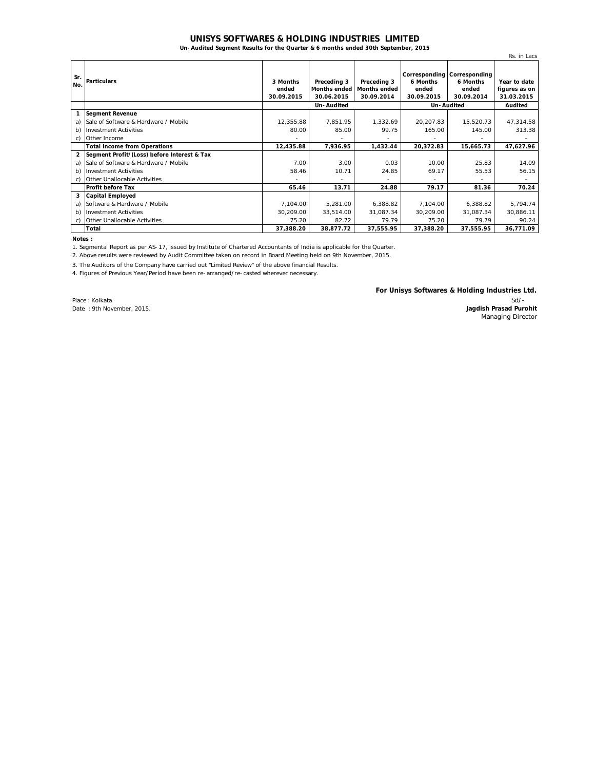# UNISYS SOFTWARES & HOLDING INDUSTRIES LIMITED

**Un-Audited Segment Results for the Quarter & 6 months ended 30th September, 2015**

Rs. in Lacs

| Sr. No. | Particulars | 3 Months ended 30.09.2015 | Preceding 3 Months ended 30.06.2015 | Preceding 3 Months ended 30.09.2014 | Corresponding 6 Months ended 30.09.2015 | Corresponding 6 Months ended 30.09.2014 | Year to date figures as on 31.03.2015 |
|---|---|---|---|---|---|---|---|
| | | Un-Audited | | | Un-Audited | | Audited |
| **1** | **Segment Revenue** | | | | | | |
| a) | Sale of Software & Hardware / Mobile | 12,355.88 | 7,851.95 | 1,332.69 | 20,207.83 | 15,520.73 | 47,314.58 |
| b) | Investment Activities | 80.00 | 85.00 | 99.75 | 165.00 | 145.00 | 313.38 |
| c) | Other Income | - | - | - | - | - | - |
| | **Total Income from Operations** | **12,435.88** | **7,936.95** | **1,432.44** | **20,372.83** | **15,665.73** | **47,627.96** |
| **2** | **Segment Profit/(Loss) before Interest & Tax** | | | | | | |
| a) | Sale of Software & Hardware / Mobile | 7.00 | 3.00 | 0.03 | 10.00 | 25.83 | 14.09 |
| b) | Investment Activities | 58.46 | 10.71 | 24.85 | 69.17 | 55.53 | 56.15 |
| c) | Other Unallocable Activities | - | - | - | - | - | - |
| | **Profit before Tax** | **65.46** | **13.71** | **24.88** | **79.17** | **81.36** | **70.24** |
| **3** | **Capital Employed** | | | | | | |
| a) | Software & Hardware / Mobile | 7,104.00 | 5,281.00 | 6,388.82 | 7,104.00 | 6,388.82 | 5,794.74 |
| b) | Investment Activities | 30,209.00 | 33,514.00 | 31,087.34 | 30,209.00 | 31,087.34 | 30,886.11 |
| c) | Other Unallocable Activities | 75.20 | 82.72 | 79.79 | 75.20 | 79.79 | 90.24 |
| | **Total** | **37,388.20** | **38,877.72** | **37,555.95** | **37,388.20** | **37,555.95** | **36,771.09** |

**Notes :**

1. Segmental Report as per AS-17, issued by Institute of Chartered Accountants of India is applicable for the Quarter.
2. Above results were reviewed by Audit Committee taken on record in Board Meeting held on 9th November, 2015.
3. The Auditors of the Company have carried out "Limited Review" of the above financial Results.
4. Figures of Previous Year/Period have been re-arranged/re-casted wherever necessary.

**For Unisys Softwares & Holding Industries Ltd.**

Sd/-

**Jagdish Prasad Purohit**

Managing Director

Place : Kolkata

Date : 9th November, 2015.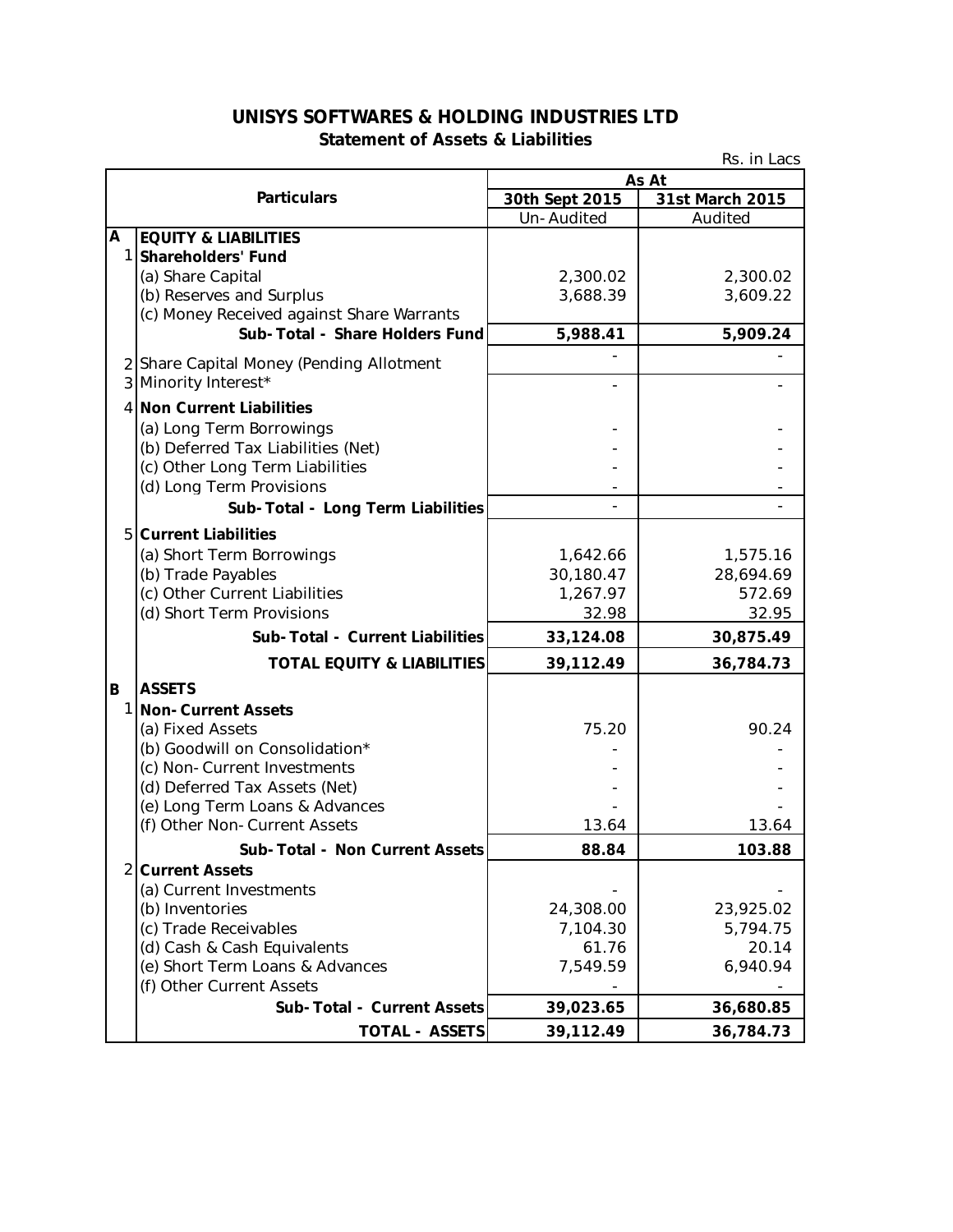# UNISYS SOFTWARES & HOLDING INDUSTRIES LTD

## Statement of Assets & Liabilities

Rs. in Lacs

| | Particulars | As At | |
|---|---|---|---|
| | | 30th Sept 2015 | 31st March 2015 |
| | | Un-Audited | Audited |
| **A** | **EQUITY & LIABILITIES** | | |
| 1 | **Shareholders' Fund** | | |
| | (a) Share Capital | 2,300.02 | 2,300.02 |
| | (b) Reserves and Surplus | 3,688.39 | 3,609.22 |
| | (c) Money Received against Share Warrants | | |
| | **Sub-Total - Share Holders Fund** | **5,988.41** | **5,909.24** |
| 2 | Share Capital Money (Pending Allotment | - | - |
| 3 | Minority Interest* | - | - |
| 4 | **Non Current Liabilities** | | |
| | (a) Long Term Borrowings | - | - |
| | (b) Deferred Tax Liabilities (Net) | - | - |
| | (c) Other Long Term Liabilities | - | - |
| | (d) Long Term Provisions | - | - |
| | **Sub-Total - Long Term Liabilities** | - | - |
| 5 | **Current Liabilities** | | |
| | (a) Short Term Borrowings | 1,642.66 | 1,575.16 |
| | (b) Trade Payables | 30,180.47 | 28,694.69 |
| | (c) Other Current Liabilities | 1,267.97 | 572.69 |
| | (d) Short Term Provisions | 32.98 | 32.95 |
| | **Sub-Total - Current Liabilities** | **33,124.08** | **30,875.49** |
| | **TOTAL EQUITY & LIABILITIES** | **39,112.49** | **36,784.73** |
| **B** | **ASSETS** | | |
| 1 | **Non-Current Assets** | | |
| | (a) Fixed Assets | 75.20 | 90.24 |
| | (b) Goodwill on Consolidation* | - | - |
| | (c) Non-Current Investments | - | - |
| | (d) Deferred Tax Assets (Net) | - | - |
| | (e) Long Term Loans & Advances | - | - |
| | (f) Other Non-Current Assets | 13.64 | 13.64 |
| | **Sub-Total - Non Current Assets** | **88.84** | **103.88** |
| 2 | **Current Assets** | | |
| | (a) Current Investments | - | - |
| | (b) Inventories | 24,308.00 | 23,925.02 |
| | (c) Trade Receivables | 7,104.30 | 5,794.75 |
| | (d) Cash & Cash Equivalents | 61.76 | 20.14 |
| | (e) Short Term Loans & Advances | 7,549.59 | 6,940.94 |
| | (f) Other Current Assets | - | - |
| | **Sub-Total - Current Assets** | **39,023.65** | **36,680.85** |
| | **TOTAL - ASSETS** | **39,112.49** | **36,784.73** |